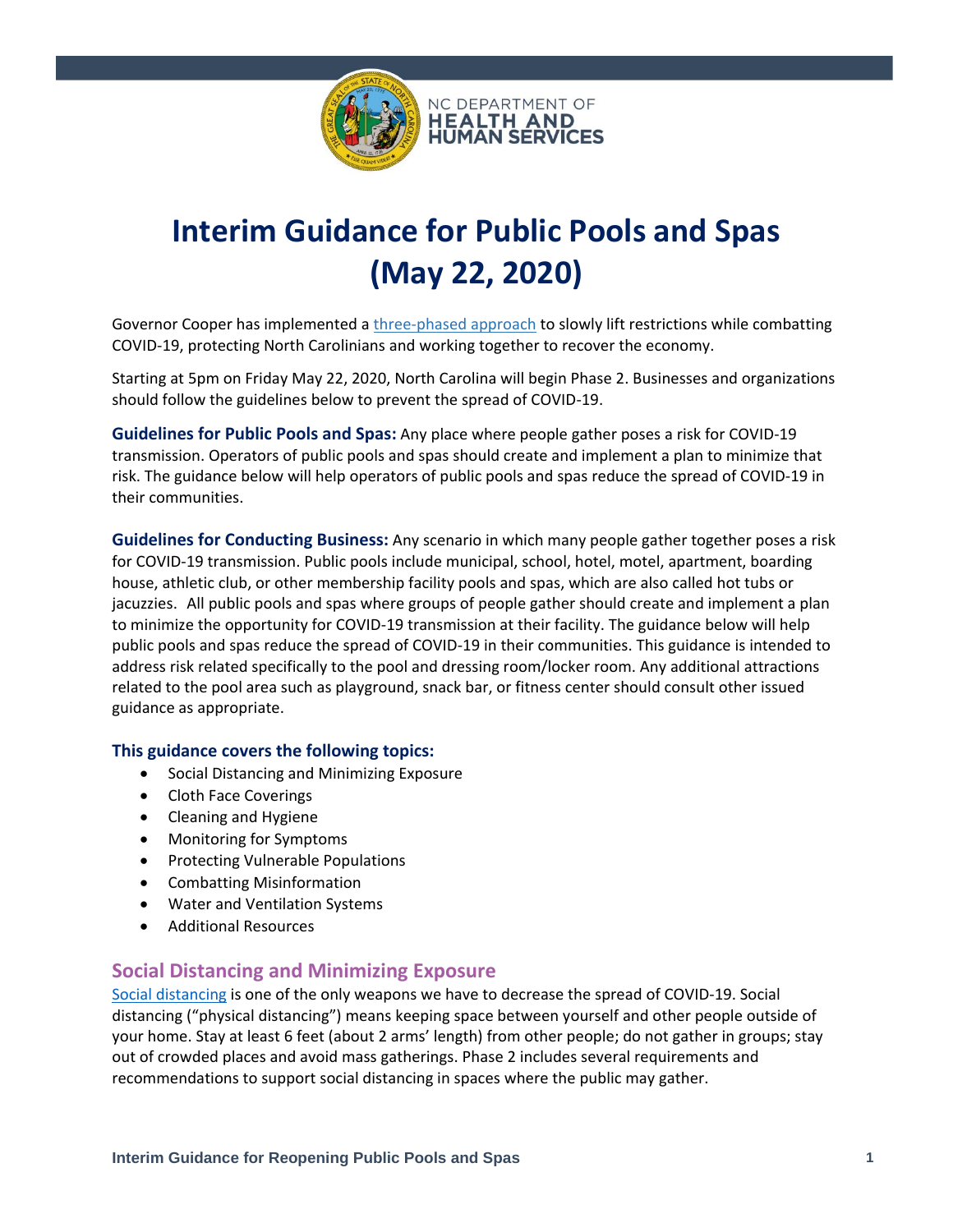NC DEPARTMENT OF HEALTH AND HUMAN SERVICES

# Interim Guidance for Public Pools and Spas (May 22, 2020)

Governor Cooper has implemented a three-phased approach to slowly lift restrictions while combatting COVID-19, protecting North Carolinians and working together to recover the economy.

Starting at 5pm on Friday May 22, 2020, North Carolina will begin Phase 2. Businesses and organizations should follow the guidelines below to prevent the spread of COVID-19.

**Guidelines for Public Pools and Spas:** Any place where people gather poses a risk for COVID-19 transmission. Operators of public pools and spas should create and implement a plan to minimize that risk. The guidance below will help operators of public pools and spas reduce the spread of COVID-19 in their communities.

**Guidelines for Conducting Business:** Any scenario in which many people gather together poses a risk for COVID-19 transmission. Public pools include municipal, school, hotel, motel, apartment, boarding house, athletic club, or other membership facility pools and spas, which are also called hot tubs or jacuzzies. All public pools and spas where groups of people gather should create and implement a plan to minimize the opportunity for COVID-19 transmission at their facility. The guidance below will help public pools and spas reduce the spread of COVID-19 in their communities. This guidance is intended to address risk related specifically to the pool and dressing room/locker room. Any additional attractions related to the pool area such as playground, snack bar, or fitness center should consult other issued guidance as appropriate.

### This guidance covers the following topics:

- Social Distancing and Minimizing Exposure
- Cloth Face Coverings
- Cleaning and Hygiene
- Monitoring for Symptoms
- Protecting Vulnerable Populations
- Combatting Misinformation
- Water and Ventilation Systems
- Additional Resources

## Social Distancing and Minimizing Exposure

Social distancing is one of the only weapons we have to decrease the spread of COVID-19. Social distancing ("physical distancing") means keeping space between yourself and other people outside of your home. Stay at least 6 feet (about 2 arms' length) from other people; do not gather in groups; stay out of crowded places and avoid mass gatherings. Phase 2 includes several requirements and recommendations to support social distancing in spaces where the public may gather.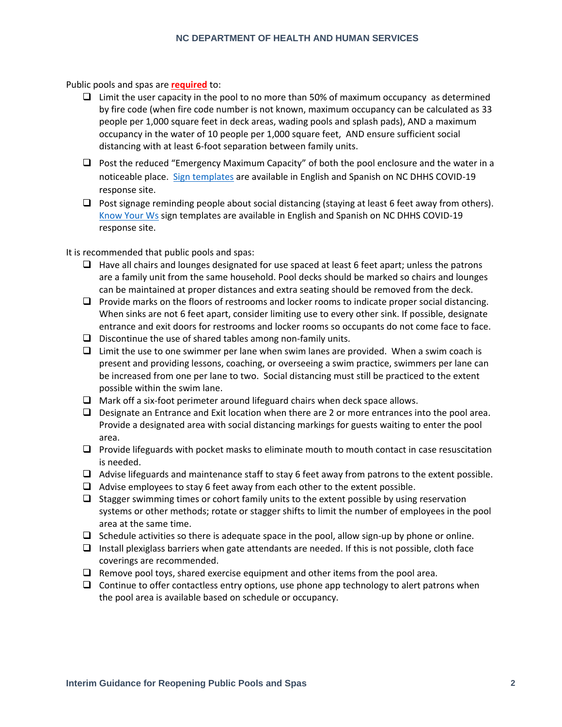Public pools and spas are **required** to:

- Limit the user capacity in the pool to no more than 50% of maximum occupancy as determined by fire code (when fire code number is not known, maximum occupancy can be calculated as 33 people per 1,000 square feet in deck areas, wading pools and splash pads), AND a maximum occupancy in the water of 10 people per 1,000 square feet, AND ensure sufficient social distancing with at least 6-foot separation between family units.
- Post the reduced "Emergency Maximum Capacity" of both the pool enclosure and the water in a noticeable place. Sign templates are available in English and Spanish on NC DHHS COVID-19 response site.
- Post signage reminding people about social distancing (staying at least 6 feet away from others). Know Your Ws sign templates are available in English and Spanish on NC DHHS COVID-19 response site.

It is recommended that public pools and spas:

- Have all chairs and lounges designated for use spaced at least 6 feet apart; unless the patrons are a family unit from the same household. Pool decks should be marked so chairs and lounges can be maintained at proper distances and extra seating should be removed from the deck.
- Provide marks on the floors of restrooms and locker rooms to indicate proper social distancing. When sinks are not 6 feet apart, consider limiting use to every other sink. If possible, designate entrance and exit doors for restrooms and locker rooms so occupants do not come face to face.
- Discontinue the use of shared tables among non-family units.
- Limit the use to one swimmer per lane when swim lanes are provided. When a swim coach is present and providing lessons, coaching, or overseeing a swim practice, swimmers per lane can be increased from one per lane to two. Social distancing must still be practiced to the extent possible within the swim lane.
- Mark off a six-foot perimeter around lifeguard chairs when deck space allows.
- Designate an Entrance and Exit location when there are 2 or more entrances into the pool area. Provide a designated area with social distancing markings for guests waiting to enter the pool area.
- Provide lifeguards with pocket masks to eliminate mouth to mouth contact in case resuscitation is needed.
- Advise lifeguards and maintenance staff to stay 6 feet away from patrons to the extent possible.
- Advise employees to stay 6 feet away from each other to the extent possible.
- Stagger swimming times or cohort family units to the extent possible by using reservation systems or other methods; rotate or stagger shifts to limit the number of employees in the pool area at the same time.
- Schedule activities so there is adequate space in the pool, allow sign-up by phone or online.
- Install plexiglass barriers when gate attendants are needed. If this is not possible, cloth face coverings are recommended.
- Remove pool toys, shared exercise equipment and other items from the pool area.
- Continue to offer contactless entry options, use phone app technology to alert patrons when the pool area is available based on schedule or occupancy.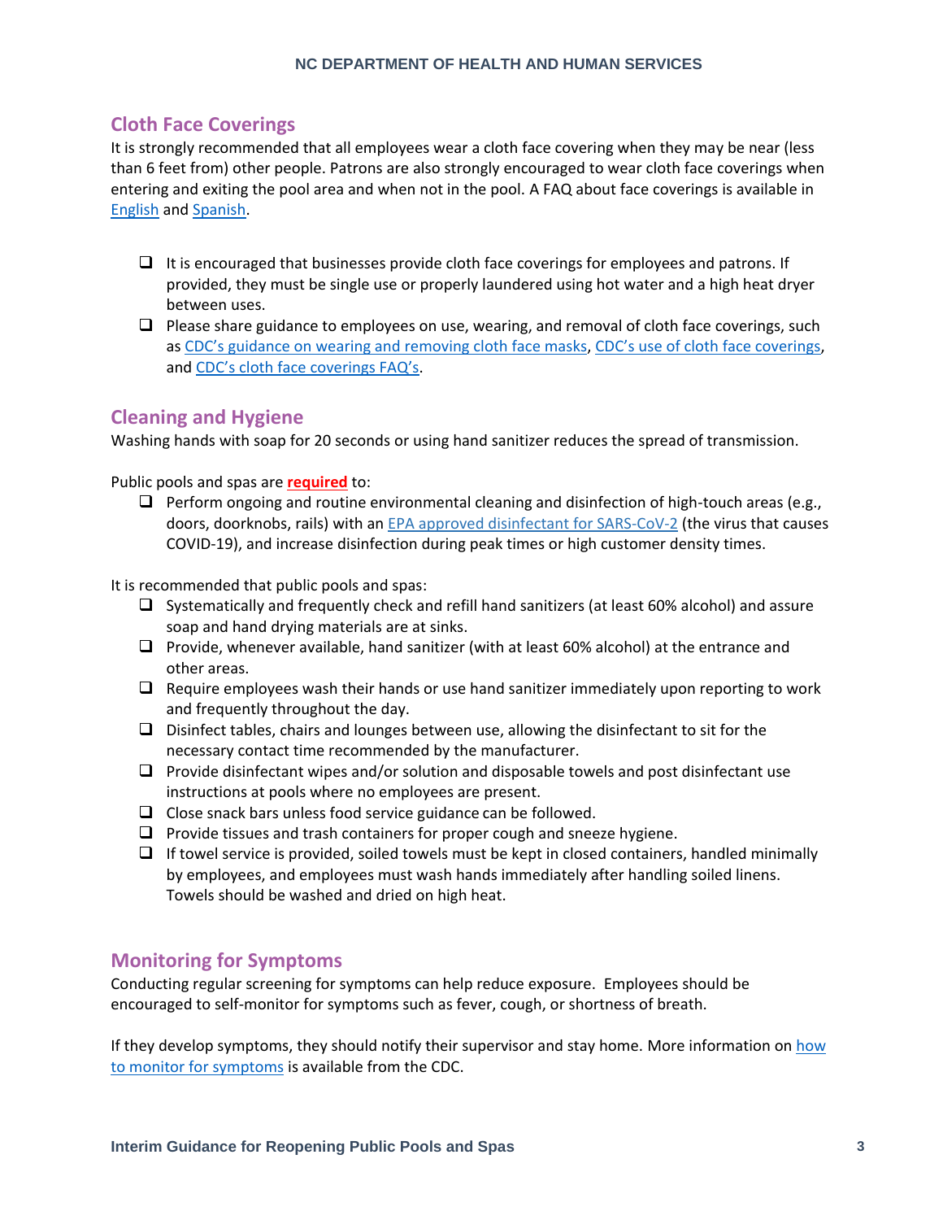## Cloth Face Coverings

It is strongly recommended that all employees wear a cloth face covering when they may be near (less than 6 feet from) other people. Patrons are also strongly encouraged to wear cloth face coverings when entering and exiting the pool area and when not in the pool. A FAQ about face coverings is available in English and Spanish.

- ☐ It is encouraged that businesses provide cloth face coverings for employees and patrons. If provided, they must be single use or properly laundered using hot water and a high heat dryer between uses.
- ☐ Please share guidance to employees on use, wearing, and removal of cloth face coverings, such as CDC's guidance on wearing and removing cloth face masks, CDC's use of cloth face coverings, and CDC's cloth face coverings FAQ's.

## Cleaning and Hygiene

Washing hands with soap for 20 seconds or using hand sanitizer reduces the spread of transmission.

Public pools and spas are **required** to:

- ☐ Perform ongoing and routine environmental cleaning and disinfection of high-touch areas (e.g., doors, doorknobs, rails) with an EPA approved disinfectant for SARS-CoV-2 (the virus that causes COVID-19), and increase disinfection during peak times or high customer density times.

It is recommended that public pools and spas:

- ☐ Systematically and frequently check and refill hand sanitizers (at least 60% alcohol) and assure soap and hand drying materials are at sinks.
- ☐ Provide, whenever available, hand sanitizer (with at least 60% alcohol) at the entrance and other areas.
- ☐ Require employees wash their hands or use hand sanitizer immediately upon reporting to work and frequently throughout the day.
- ☐ Disinfect tables, chairs and lounges between use, allowing the disinfectant to sit for the necessary contact time recommended by the manufacturer.
- ☐ Provide disinfectant wipes and/or solution and disposable towels and post disinfectant use instructions at pools where no employees are present.
- ☐ Close snack bars unless food service guidance can be followed.
- ☐ Provide tissues and trash containers for proper cough and sneeze hygiene.
- ☐ If towel service is provided, soiled towels must be kept in closed containers, handled minimally by employees, and employees must wash hands immediately after handling soiled linens. Towels should be washed and dried on high heat.

## Monitoring for Symptoms

Conducting regular screening for symptoms can help reduce exposure. Employees should be encouraged to self-monitor for symptoms such as fever, cough, or shortness of breath.

If they develop symptoms, they should notify their supervisor and stay home. More information on how to monitor for symptoms is available from the CDC.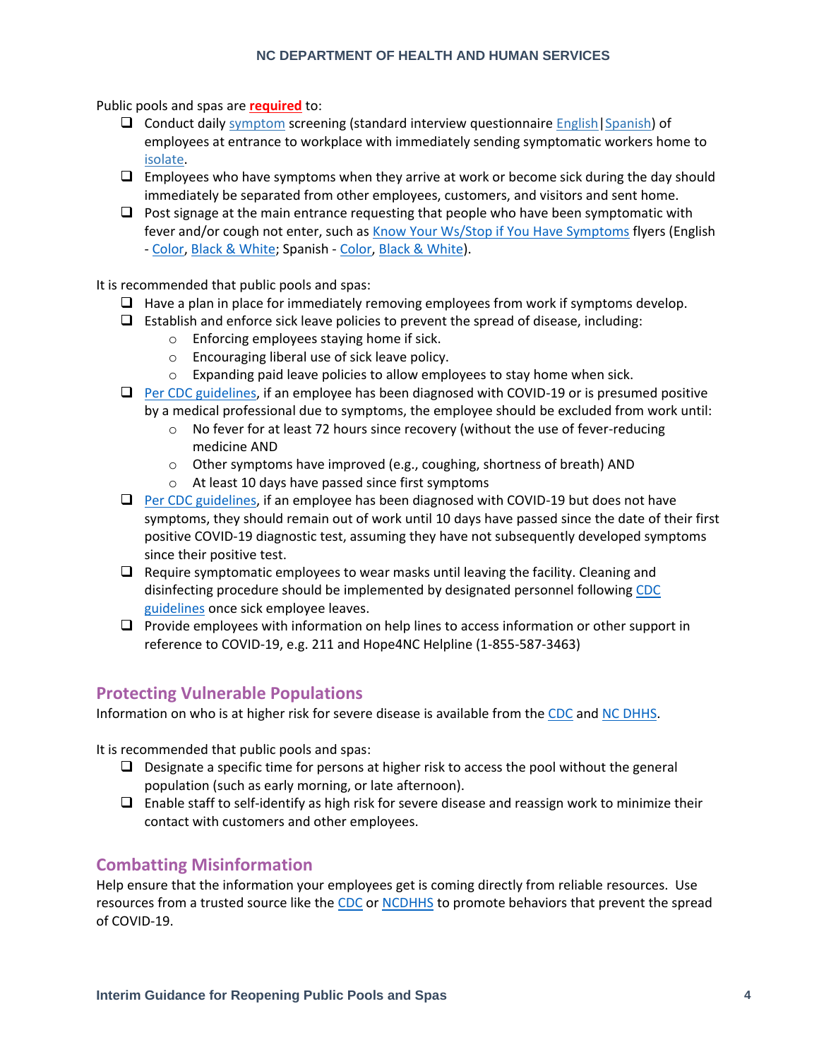Public pools and spas are **required** to:

- Conduct daily symptom screening (standard interview questionnaire English|Spanish) of employees at entrance to workplace with immediately sending symptomatic workers home to isolate.
- Employees who have symptoms when they arrive at work or become sick during the day should immediately be separated from other employees, customers, and visitors and sent home.
- Post signage at the main entrance requesting that people who have been symptomatic with fever and/or cough not enter, such as Know Your Ws/Stop if You Have Symptoms flyers (English - Color, Black & White; Spanish - Color, Black & White).

It is recommended that public pools and spas:

- Have a plan in place for immediately removing employees from work if symptoms develop.
- Establish and enforce sick leave policies to prevent the spread of disease, including:
  - Enforcing employees staying home if sick.
  - Encouraging liberal use of sick leave policy.
  - Expanding paid leave policies to allow employees to stay home when sick.
- Per CDC guidelines, if an employee has been diagnosed with COVID-19 or is presumed positive by a medical professional due to symptoms, the employee should be excluded from work until:
  - No fever for at least 72 hours since recovery (without the use of fever-reducing medicine AND
  - Other symptoms have improved (e.g., coughing, shortness of breath) AND
  - At least 10 days have passed since first symptoms
- Per CDC guidelines, if an employee has been diagnosed with COVID-19 but does not have symptoms, they should remain out of work until 10 days have passed since the date of their first positive COVID-19 diagnostic test, assuming they have not subsequently developed symptoms since their positive test.
- Require symptomatic employees to wear masks until leaving the facility. Cleaning and disinfecting procedure should be implemented by designated personnel following CDC guidelines once sick employee leaves.
- Provide employees with information on help lines to access information or other support in reference to COVID-19, e.g. 211 and Hope4NC Helpline (1-855-587-3463)

## Protecting Vulnerable Populations

Information on who is at higher risk for severe disease is available from the CDC and NC DHHS.

It is recommended that public pools and spas:

- Designate a specific time for persons at higher risk to access the pool without the general population (such as early morning, or late afternoon).
- Enable staff to self-identify as high risk for severe disease and reassign work to minimize their contact with customers and other employees.

## Combatting Misinformation

Help ensure that the information your employees get is coming directly from reliable resources. Use resources from a trusted source like the CDC or NCDHHS to promote behaviors that prevent the spread of COVID-19.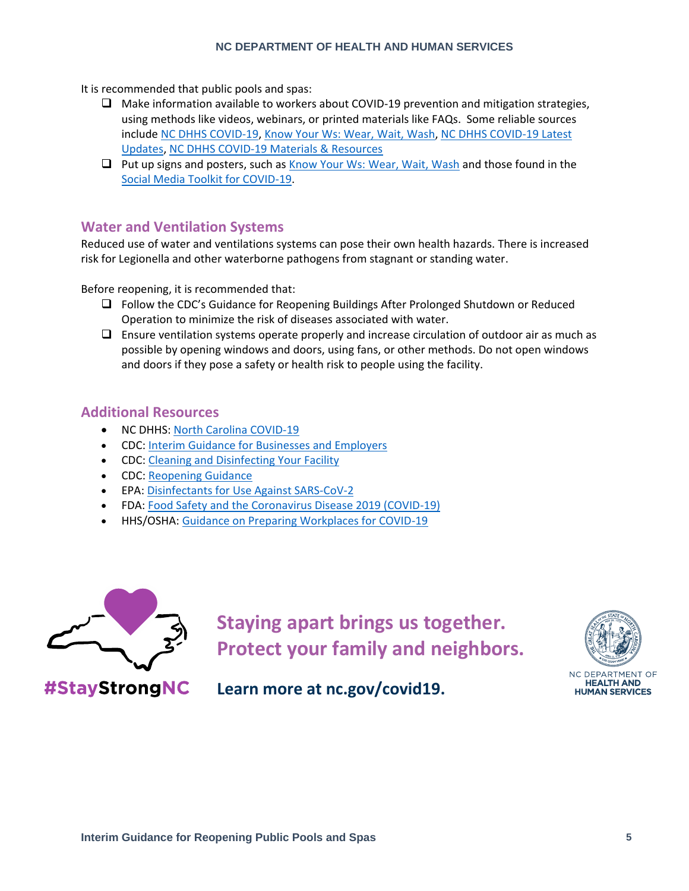It is recommended that public pools and spas:

- ☐ Make information available to workers about COVID-19 prevention and mitigation strategies, using methods like videos, webinars, or printed materials like FAQs. Some reliable sources include NC DHHS COVID-19, Know Your Ws: Wear, Wait, Wash, NC DHHS COVID-19 Latest Updates, NC DHHS COVID-19 Materials & Resources
- ☐ Put up signs and posters, such as Know Your Ws: Wear, Wait, Wash and those found in the Social Media Toolkit for COVID-19.

## Water and Ventilation Systems

Reduced use of water and ventilations systems can pose their own health hazards. There is increased risk for Legionella and other waterborne pathogens from stagnant or standing water.

Before reopening, it is recommended that:

- ☐ Follow the CDC's Guidance for Reopening Buildings After Prolonged Shutdown or Reduced Operation to minimize the risk of diseases associated with water.
- ☐ Ensure ventilation systems operate properly and increase circulation of outdoor air as much as possible by opening windows and doors, using fans, or other methods. Do not open windows and doors if they pose a safety or health risk to people using the facility.

## Additional Resources

- NC DHHS: North Carolina COVID-19
- CDC: Interim Guidance for Businesses and Employers
- CDC: Cleaning and Disinfecting Your Facility
- CDC: Reopening Guidance
- EPA: Disinfectants for Use Against SARS-CoV-2
- FDA: Food Safety and the Coronavirus Disease 2019 (COVID-19)
- HHS/OSHA: Guidance on Preparing Workplaces for COVID-19

#StayStrongNC

**Staying apart brings us together.**
**Protect your family and neighbors.**

**Learn more at nc.gov/covid19.**

NC DEPARTMENT OF **HEALTH AND HUMAN SERVICES**